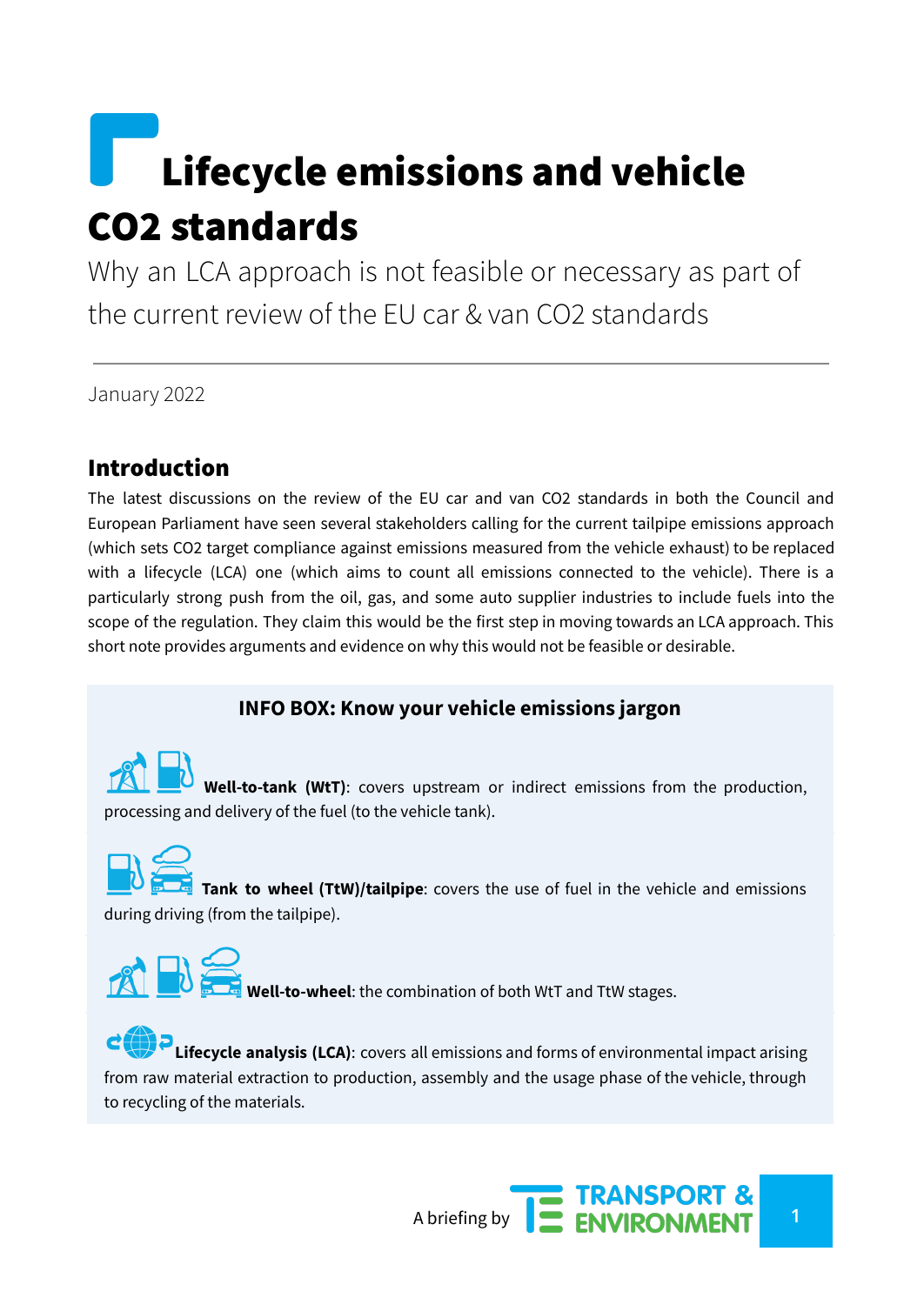# Lifecycle emissions and vehicle CO2 standards

Why an LCA approach is not feasible or necessary as part of the current review of the EU car & van CO2 standards

January 2022

## Introduction

The latest discussions on the review of the EU car and van CO2 standards in both the Council and European Parliament have seen several stakeholders calling for the current tailpipe emissions approach (which sets CO2 target compliance against emissions measured from the vehicle exhaust) to be replaced with a lifecycle (LCA) one (which aims to count all emissions connected to the vehicle). There is a particularly strong push from the oil, gas, and some auto supplier industries to include fuels into the scope of the regulation. They claim this would be the first step in moving towards an LCA approach. This short note provides arguments and evidence on why this would not be feasible or desirable.

### INFO BOX: Know your vehicle emissions jargon

**Well-to-tank (WtT)**: covers upstream or indirect emissions from the production, processing and delivery of the fuel (to the vehicle tank).

**Tank to wheel (TtW)/tailpipe**: covers the use of fuel in the vehicle and emissions during driving (from the tailpipe).

**Well-to-wheel**: the combination of both WtT and TtW stages.

**Lifecycle analysis (LCA)**: covers all emissions and forms of environmental impact arising from raw material extraction to production, assembly and the usage phase of the vehicle, through to recycling of the materials.

A briefing by TRANSPORT & ENVIRONMENT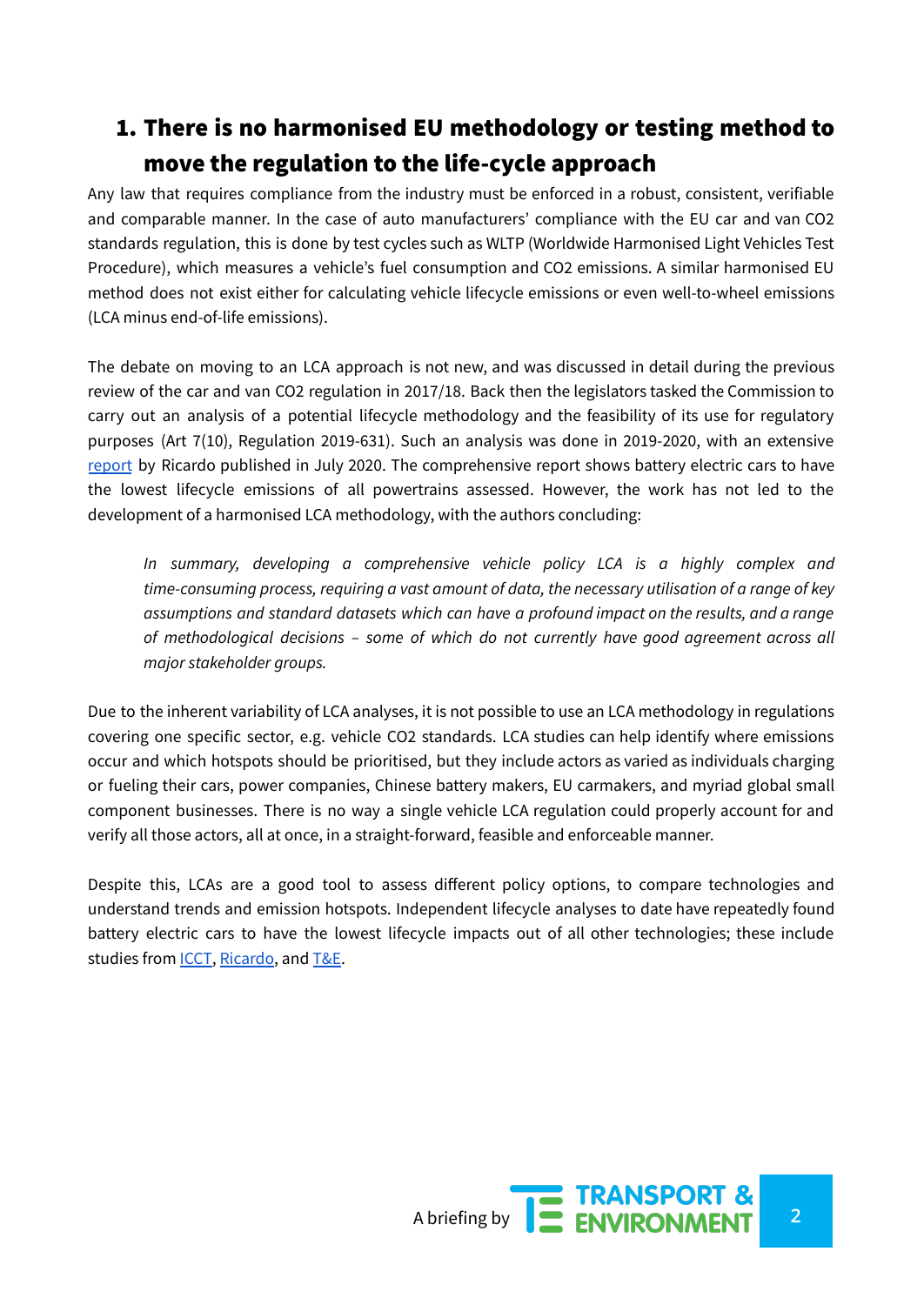## 1. There is no harmonised EU methodology or testing method to move the regulation to the life-cycle approach

Any law that requires compliance from the industry must be enforced in a robust, consistent, verifiable and comparable manner. In the case of auto manufacturers' compliance with the EU car and van CO2 standards regulation, this is done by test cycles such as WLTP (Worldwide Harmonised Light Vehicles Test Procedure), which measures a vehicle's fuel consumption and CO2 emissions. A similar harmonised EU method does not exist either for calculating vehicle lifecycle emissions or even well-to-wheel emissions (LCA minus end-of-life emissions).

The debate on moving to an LCA approach is not new, and was discussed in detail during the previous review of the car and van CO2 regulation in 2017/18. Back then the legislators tasked the Commission to carry out an analysis of a potential lifecycle methodology and the feasibility of its use for regulatory purposes (Art 7(10), Regulation 2019-631). Such an analysis was done in 2019-2020, with an extensive report by Ricardo published in July 2020. The comprehensive report shows battery electric cars to have the lowest lifecycle emissions of all powertrains assessed. However, the work has not led to the development of a harmonised LCA methodology, with the authors concluding:

> *In summary, developing a comprehensive vehicle policy LCA is a highly complex and time-consuming process, requiring a vast amount of data, the necessary utilisation of a range of key assumptions and standard datasets which can have a profound impact on the results, and a range of methodological decisions – some of which do not currently have good agreement across all major stakeholder groups.*

Due to the inherent variability of LCA analyses, it is not possible to use an LCA methodology in regulations covering one specific sector, e.g. vehicle CO2 standards. LCA studies can help identify where emissions occur and which hotspots should be prioritised, but they include actors as varied as individuals charging or fueling their cars, power companies, Chinese battery makers, EU carmakers, and myriad global small component businesses. There is no way a single vehicle LCA regulation could properly account for and verify all those actors, all at once, in a straight-forward, feasible and enforceable manner.

Despite this, LCAs are a good tool to assess different policy options, to compare technologies and understand trends and emission hotspots. Independent lifecycle analyses to date have repeatedly found battery electric cars to have the lowest lifecycle impacts out of all other technologies; these include studies from ICCT, Ricardo, and T&E.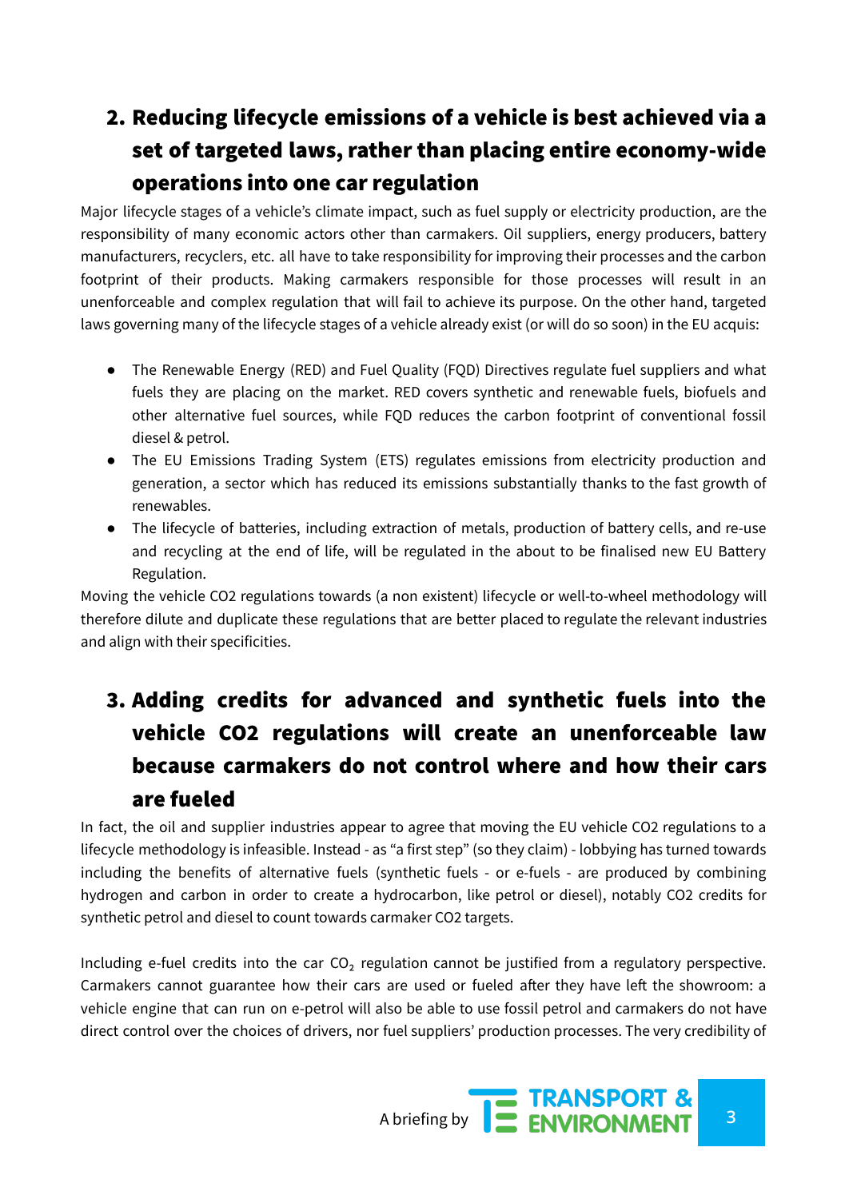## 2. Reducing lifecycle emissions of a vehicle is best achieved via a set of targeted laws, rather than placing entire economy-wide operations into one car regulation

Major lifecycle stages of a vehicle's climate impact, such as fuel supply or electricity production, are the responsibility of many economic actors other than carmakers. Oil suppliers, energy producers, battery manufacturers, recyclers, etc. all have to take responsibility for improving their processes and the carbon footprint of their products. Making carmakers responsible for those processes will result in an unenforceable and complex regulation that will fail to achieve its purpose. On the other hand, targeted laws governing many of the lifecycle stages of a vehicle already exist (or will do so soon) in the EU acquis:

- The Renewable Energy (RED) and Fuel Quality (FQD) Directives regulate fuel suppliers and what fuels they are placing on the market. RED covers synthetic and renewable fuels, biofuels and other alternative fuel sources, while FQD reduces the carbon footprint of conventional fossil diesel & petrol.
- The EU Emissions Trading System (ETS) regulates emissions from electricity production and generation, a sector which has reduced its emissions substantially thanks to the fast growth of renewables.
- The lifecycle of batteries, including extraction of metals, production of battery cells, and re-use and recycling at the end of life, will be regulated in the about to be finalised new EU Battery Regulation.

Moving the vehicle CO2 regulations towards (a non existent) lifecycle or well-to-wheel methodology will therefore dilute and duplicate these regulations that are better placed to regulate the relevant industries and align with their specificities.

## 3. Adding credits for advanced and synthetic fuels into the vehicle CO2 regulations will create an unenforceable law because carmakers do not control where and how their cars are fueled

In fact, the oil and supplier industries appear to agree that moving the EU vehicle CO2 regulations to a lifecycle methodology is infeasible. Instead - as "a first step" (so they claim) - lobbying has turned towards including the benefits of alternative fuels (synthetic fuels - or e-fuels - are produced by combining hydrogen and carbon in order to create a hydrocarbon, like petrol or diesel), notably CO2 credits for synthetic petrol and diesel to count towards carmaker CO2 targets.

Including e-fuel credits into the car $CO_2$ regulation cannot be justified from a regulatory perspective. Carmakers cannot guarantee how their cars are used or fueled after they have left the showroom: a vehicle engine that can run on e-petrol will also be able to use fossil petrol and carmakers do not have direct control over the choices of drivers, nor fuel suppliers' production processes. The very credibility of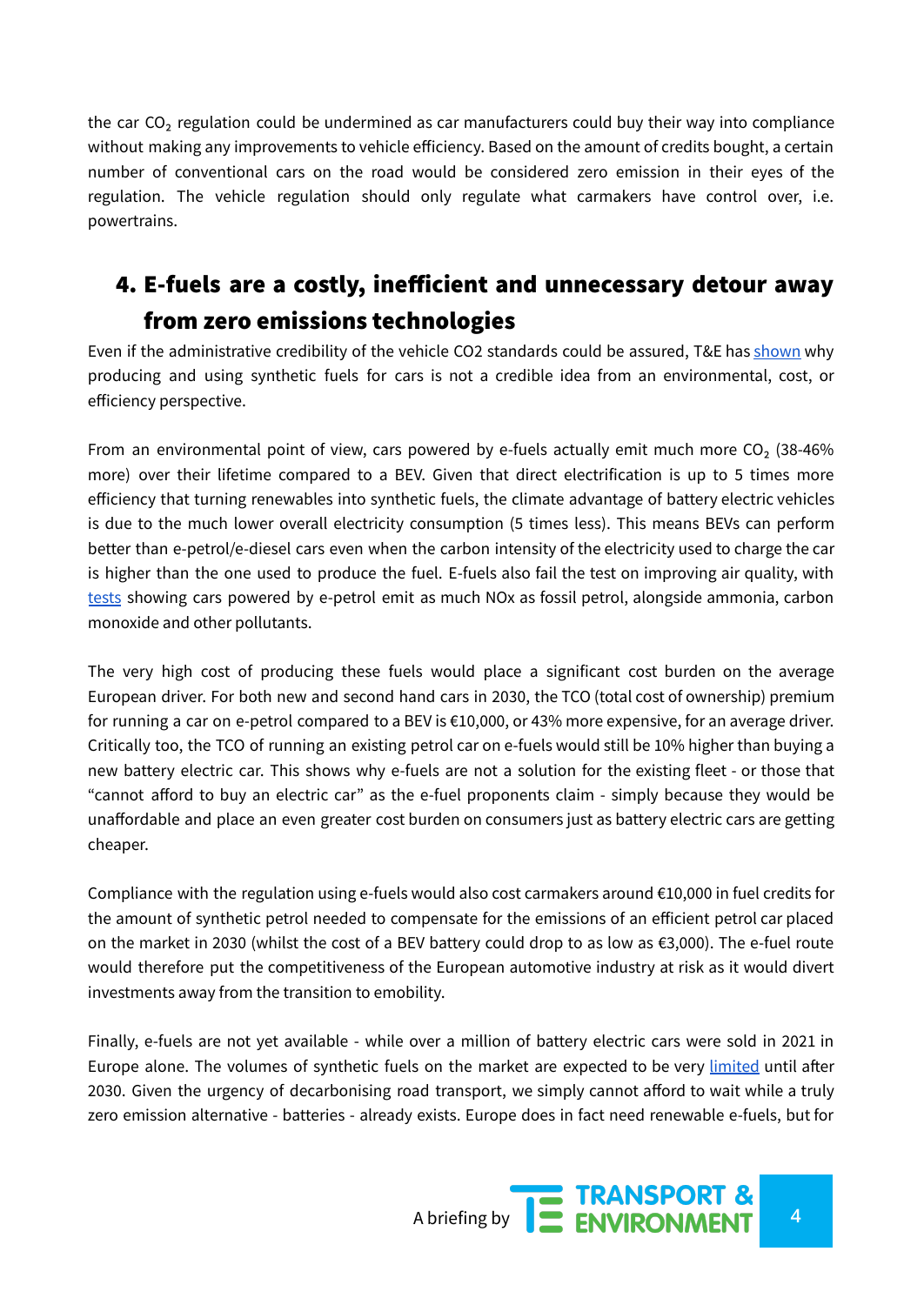the car $CO_2$ regulation could be undermined as car manufacturers could buy their way into compliance without making any improvements to vehicle efficiency. Based on the amount of credits bought, a certain number of conventional cars on the road would be considered zero emission in their eyes of the regulation. The vehicle regulation should only regulate what carmakers have control over, i.e. powertrains.

## 4. E-fuels are a costly, inefficient and unnecessary detour away from zero emissions technologies

Even if the administrative credibility of the vehicle CO2 standards could be assured, T&E has shown why producing and using synthetic fuels for cars is not a credible idea from an environmental, cost, or efficiency perspective.

From an environmental point of view, cars powered by e-fuels actually emit much more $CO_2$ (38-46% more) over their lifetime compared to a BEV. Given that direct electrification is up to 5 times more efficiency that turning renewables into synthetic fuels, the climate advantage of battery electric vehicles is due to the much lower overall electricity consumption (5 times less). This means BEVs can perform better than e-petrol/e-diesel cars even when the carbon intensity of the electricity used to charge the car is higher than the one used to produce the fuel. E-fuels also fail the test on improving air quality, with tests showing cars powered by e-petrol emit as much NOx as fossil petrol, alongside ammonia, carbon monoxide and other pollutants.

The very high cost of producing these fuels would place a significant cost burden on the average European driver. For both new and second hand cars in 2030, the TCO (total cost of ownership) premium for running a car on e-petrol compared to a BEV is €10,000, or 43% more expensive, for an average driver. Critically too, the TCO of running an existing petrol car on e-fuels would still be 10% higher than buying a new battery electric car. This shows why e-fuels are not a solution for the existing fleet - or those that "cannot afford to buy an electric car" as the e-fuel proponents claim - simply because they would be unaffordable and place an even greater cost burden on consumers just as battery electric cars are getting cheaper.

Compliance with the regulation using e-fuels would also cost carmakers around €10,000 in fuel credits for the amount of synthetic petrol needed to compensate for the emissions of an efficient petrol car placed on the market in 2030 (whilst the cost of a BEV battery could drop to as low as €3,000). The e-fuel route would therefore put the competitiveness of the European automotive industry at risk as it would divert investments away from the transition to emobility.

Finally, e-fuels are not yet available - while over a million of battery electric cars were sold in 2021 in Europe alone. The volumes of synthetic fuels on the market are expected to be very limited until after 2030. Given the urgency of decarbonising road transport, we simply cannot afford to wait while a truly zero emission alternative - batteries - already exists. Europe does in fact need renewable e-fuels, but for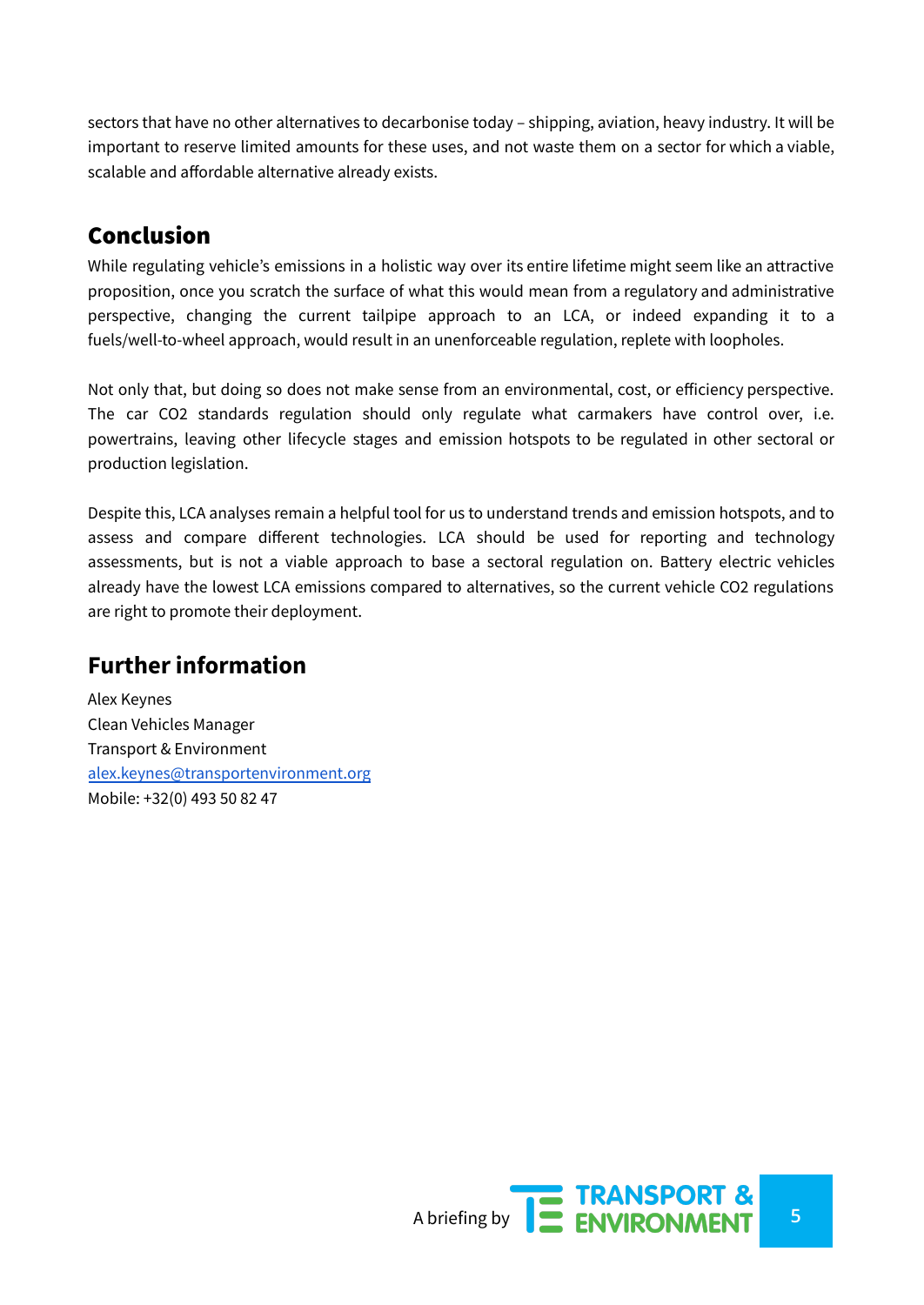sectors that have no other alternatives to decarbonise today – shipping, aviation, heavy industry. It will be important to reserve limited amounts for these uses, and not waste them on a sector for which a viable, scalable and affordable alternative already exists.

## Conclusion

While regulating vehicle's emissions in a holistic way over its entire lifetime might seem like an attractive proposition, once you scratch the surface of what this would mean from a regulatory and administrative perspective, changing the current tailpipe approach to an LCA, or indeed expanding it to a fuels/well-to-wheel approach, would result in an unenforceable regulation, replete with loopholes.

Not only that, but doing so does not make sense from an environmental, cost, or efficiency perspective. The car CO2 standards regulation should only regulate what carmakers have control over, i.e. powertrains, leaving other lifecycle stages and emission hotspots to be regulated in other sectoral or production legislation.

Despite this, LCA analyses remain a helpful tool for us to understand trends and emission hotspots, and to assess and compare different technologies. LCA should be used for reporting and technology assessments, but is not a viable approach to base a sectoral regulation on. Battery electric vehicles already have the lowest LCA emissions compared to alternatives, so the current vehicle CO2 regulations are right to promote their deployment.

## Further information

Alex Keynes
Clean Vehicles Manager
Transport & Environment
alex.keynes@transportenvironment.org
Mobile: +32(0) 493 50 82 47